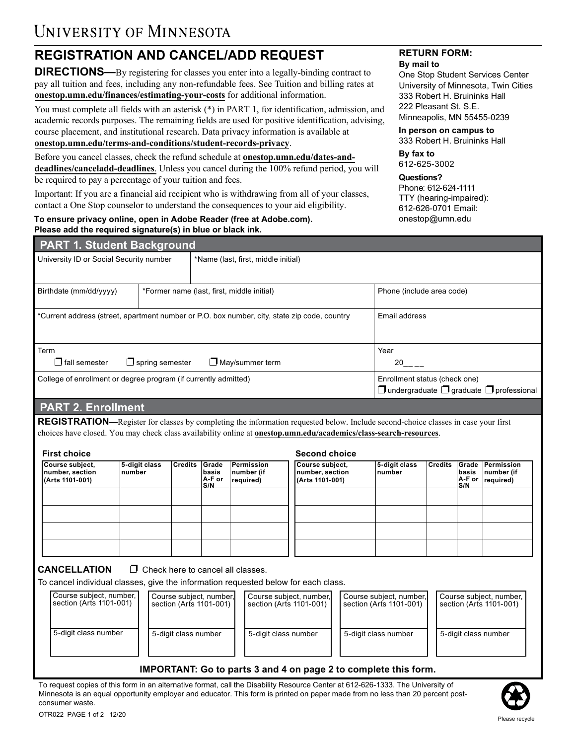# University of Minnesota

## REGISTRATION AND CANCEL/ADD REQUEST

**DIRECTIONS—**By registering for classes you enter into a legally-binding contract to pay all tuition and fees, including any non-refundable fees. See Tuition and billing rates at **onestop.umn.edu/finances/estimating-your-costs** for additional information.

You must complete all fields with an asterisk (*) in PART 1, for identification, admission, and academic records purposes. The remaining fields are used for positive identification, advising, course placement, and institutional research. Data privacy information is available at **onestop.umn.edu/terms-and-conditions/student-records-privacy**.

Before you cancel classes, check the refund schedule at **onestop.umn.edu/dates-and-deadlines/canceladd-deadlines**. Unless you cancel during the 100% refund period, you will be required to pay a percentage of your tuition and fees.

Important: If you are a financial aid recipient who is withdrawing from all of your classes, contact a One Stop counselor to understand the consequences to your aid eligibility.

**To ensure privacy online, open in Adobe Reader (free at Adobe.com).**
**Please add the required signature(s) in blue or black ink.**

**RETURN FORM:**

**By mail to**
One Stop Student Services Center
University of Minnesota, Twin Cities
333 Robert H. Bruininks Hall
222 Pleasant St. S.E.
Minneapolis, MN 55455-0239

**In person on campus to**
333 Robert H. Bruininks Hall

**By fax to**
612-625-3002

**Questions?**
Phone: 612-624-1111
TTY (hearing-impaired): 612-626-0701 Email: onestop@umn.edu

## PART 1. Student Background

| University ID or Social Security number | *Name (last, first, middle initial) | |
|---|---|---|
| Birthdate (mm/dd/yyyy) | *Former name (last, first, middle initial) | Phone (include area code) |
| *Current address (street, apartment number or P.O. box number, city, state zip code, country | | Email address |
| Term ☐ fall semester ☐ spring semester ☐ May/summer term | | Year 20__ __ |
| College of enrollment or degree program (if currently admitted) | | Enrollment status (check one) ☐ undergraduate ☐ graduate ☐ professional |

## PART 2. Enrollment

**REGISTRATION**—Register for classes by completing the information requested below. Include second-choice classes in case your first choices have closed. You may check class availability online at **onestop.umn.edu/academics/class-search-resources**.

**First choice**

| Course subject, number, section (Arts 1101-001) | 5-digit class number | Credits | Grade basis A-F or S/N | Permission number (if required) |
|---|---|---|---|---|
| | | | | |
| | | | | |
| | | | | |
| | | | | |

**Second choice**

| Course subject, number, section (Arts 1101-001) | 5-digit class number | Credits | Grade basis A-F or S/N | Permission number (if required) |
|---|---|---|---|---|
| | | | | |
| | | | | |
| | | | | |
| | | | | |

**CANCELLATION** ☐ Check here to cancel all classes.

To cancel individual classes, give the information requested below for each class.

| Course subject, number, section (Arts 1101-001) | Course subject, number, section (Arts 1101-001) | Course subject, number, section (Arts 1101-001) | Course subject, number, section (Arts 1101-001) | Course subject, number, section (Arts 1101-001) |
|---|---|---|---|---|
| 5-digit class number | 5-digit class number | 5-digit class number | 5-digit class number | 5-digit class number |

**IMPORTANT: Go to parts 3 and 4 on page 2 to complete this form.**

To request copies of this form in an alternative format, call the Disability Resource Center at 612-626-1333. The University of Minnesota is an equal opportunity employer and educator. This form is printed on paper made from no less than 20 percent post-consumer waste.

OTR022 12/20

Please recycle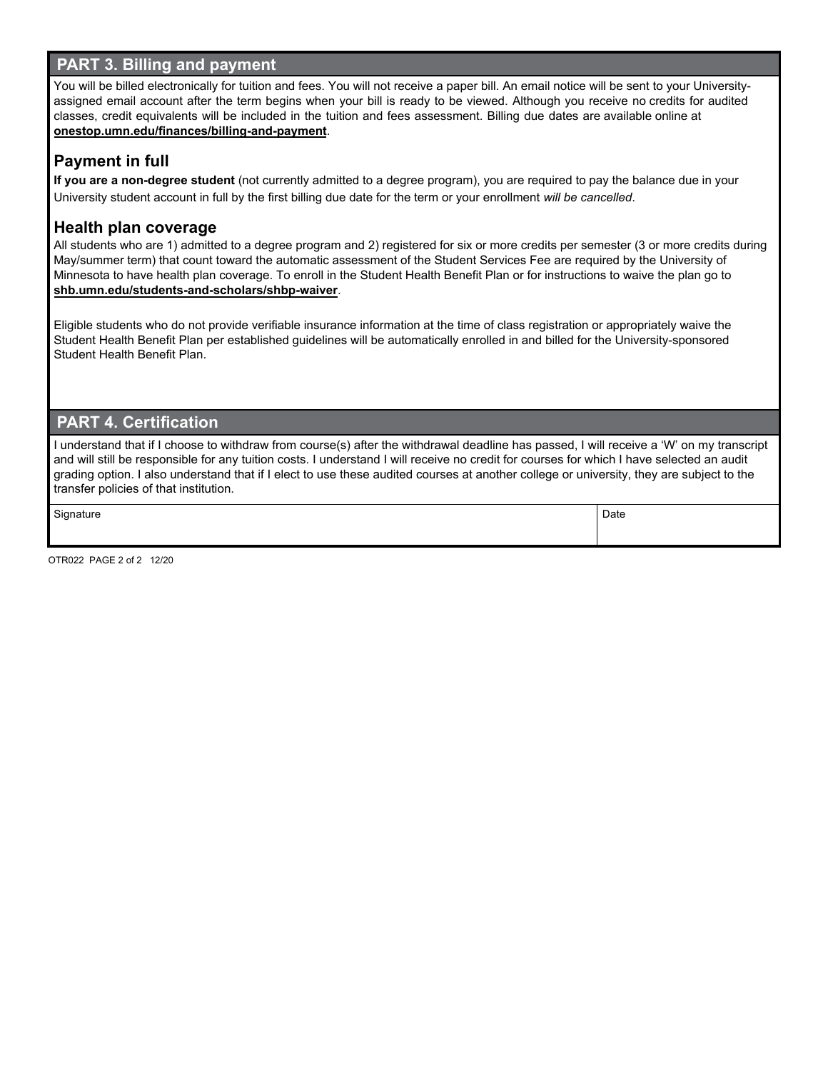## PART 3. Billing and payment

You will be billed electronically for tuition and fees. You will not receive a paper bill. An email notice will be sent to your University-assigned email account after the term begins when your bill is ready to be viewed. Although you receive no credits for audited classes, credit equivalents will be included in the tuition and fees assessment. Billing due dates are available online at **onestop.umn.edu/finances/billing-and-payment**.

### Payment in full

**If you are a non-degree student** (not currently admitted to a degree program), you are required to pay the balance due in your University student account in full by the first billing due date for the term or your enrollment *will be cancelled*.

### Health plan coverage

All students who are 1) admitted to a degree program and 2) registered for six or more credits per semester (3 or more credits during May/summer term) that count toward the automatic assessment of the Student Services Fee are required by the University of Minnesota to have health plan coverage. To enroll in the Student Health Benefit Plan or for instructions to waive the plan go to **shb.umn.edu/students-and-scholars/shbp-waiver**.

Eligible students who do not provide verifiable insurance information at the time of class registration or appropriately waive the Student Health Benefit Plan per established guidelines will be automatically enrolled in and billed for the University-sponsored Student Health Benefit Plan.

## PART 4. Certification

I understand that if I choose to withdraw from course(s) after the withdrawal deadline has passed, I will receive a 'W' on my transcript and will still be responsible for any tuition costs. I understand I will receive no credit for courses for which I have selected an audit grading option. I also understand that if I elect to use these audited courses at another college or university, they are subject to the transfer policies of that institution.

| Signature | Date |
|---|---|
| | |

OTR022 12/20